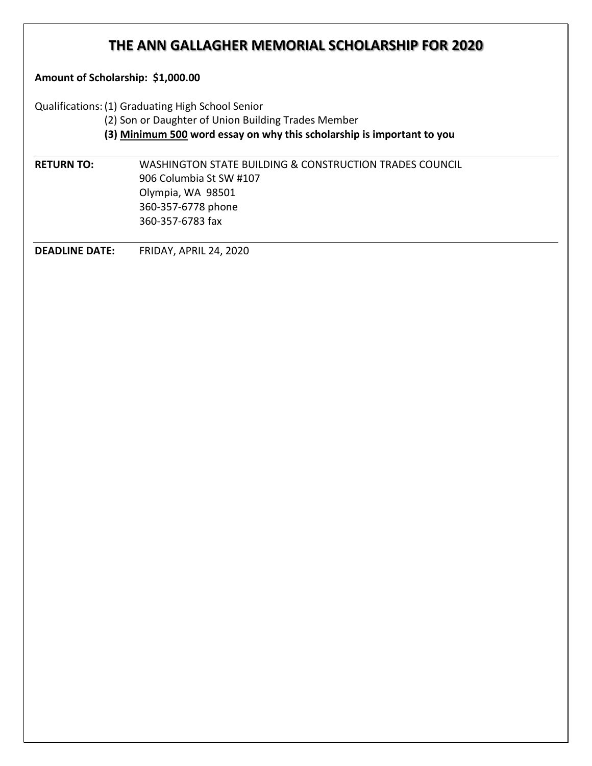# THE ANN GALLAGHER MEMORIAL SCHOLARSHIP FOR 2020

**Amount of Scholarship: $1,000.00**

Qualifications:
(1) Graduating High School Senior
(2) Son or Daughter of Union Building Trades Member
**(3) <u>Minimum 500</u> word essay on why this scholarship is important to you**

---

**RETURN TO:**
WASHINGTON STATE BUILDING & CONSTRUCTION TRADES COUNCIL
906 Columbia St SW #107
Olympia, WA 98501
360-357-6778 phone
360-357-6783 fax

---

**DEADLINE DATE:** FRIDAY, APRIL 24, 2020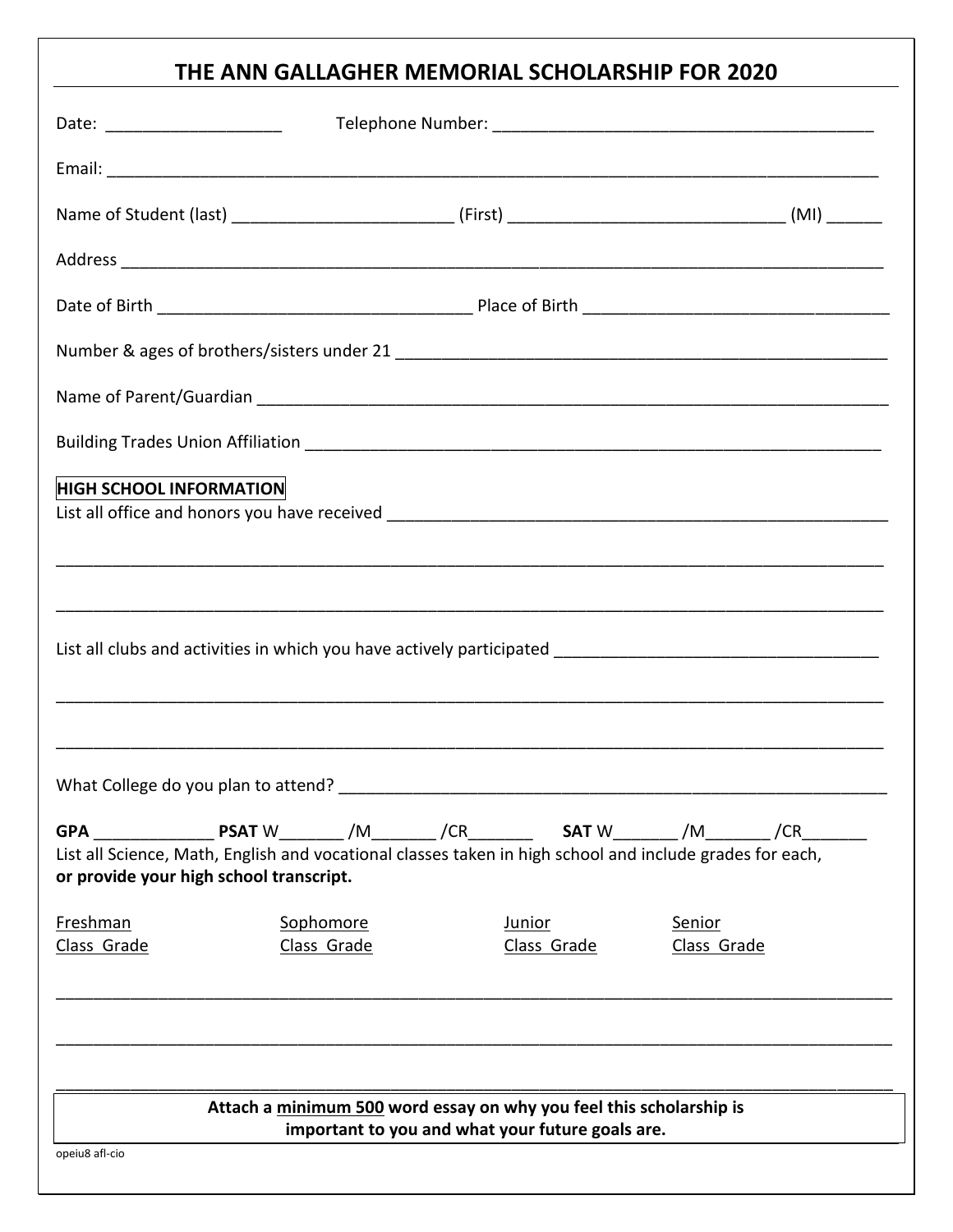# THE ANN GALLAGHER MEMORIAL SCHOLARSHIP FOR 2020

Date: ___________________ Telephone Number: _________________________________________

Email: ___________________________________________________________________________________

Name of Student (last) ________________________ (First) _____________________________ (MI) ______

Address __________________________________________________________________________________

Date of Birth _________________________________ Place of Birth _________________________________

Number & ages of brothers/sisters under 21 ______________________________________________________

Name of Parent/Guardian ___________________________________________________________________

Building Trades Union Affiliation _____________________________________________________________

**HIGH SCHOOL INFORMATION**

List all office and honors you have received ______________________________________________________

___________________________________________________________________________________________

___________________________________________________________________________________________

List all clubs and activities in which you have actively participated ___________________________________

___________________________________________________________________________________________

___________________________________________________________________________________________

What College do you plan to attend? ___________________________________________________________

**GPA** _____________ **PSAT** W_______ /M_______ /CR_______ **SAT** W_______ /M_______ /CR_______

List all Science, Math, English and vocational classes taken in high school and include grades for each, **or provide your high school transcript.**

| Freshman | Sophomore | Junior | Senior |
|---|---|---|---|
| Class Grade | Class Grade | Class Grade | Class Grade |

___________________________________________________________________________________________

___________________________________________________________________________________________

___________________________________________________________________________________________

**Attach a minimum 500 word essay on why you feel this scholarship is important to you and what your future goals are.**

opeiu8 afl-cio